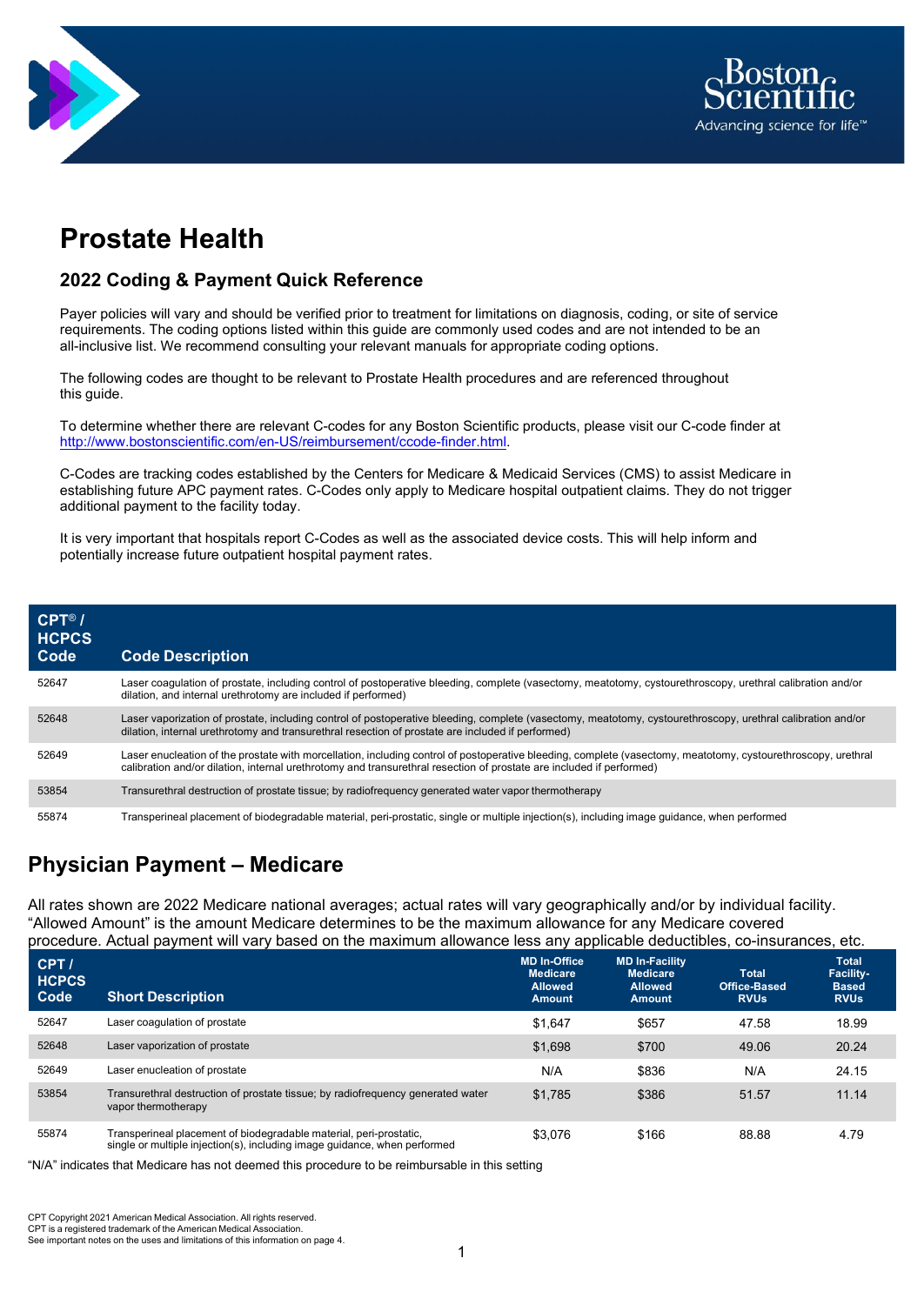Boston Scientific
Advancing science for life™

# Prostate Health

## 2022 Coding & Payment Quick Reference

Payer policies will vary and should be verified prior to treatment for limitations on diagnosis, coding, or site of service requirements. The coding options listed within this guide are commonly used codes and are not intended to be an all-inclusive list. We recommend consulting your relevant manuals for appropriate coding options.

The following codes are thought to be relevant to Prostate Health procedures and are referenced throughout this guide.

To determine whether there are relevant C-codes for any Boston Scientific products, please visit our C-code finder at http://www.bostonscientific.com/en-US/reimbursement/ccode-finder.html.

C-Codes are tracking codes established by the Centers for Medicare & Medicaid Services (CMS) to assist Medicare in establishing future APC payment rates. C-Codes only apply to Medicare hospital outpatient claims. They do not trigger additional payment to the facility today.

It is very important that hospitals report C-Codes as well as the associated device costs. This will help inform and potentially increase future outpatient hospital payment rates.

| CPT® / HCPCS Code | Code Description |
|---|---|
| 52647 | Laser coagulation of prostate, including control of postoperative bleeding, complete (vasectomy, meatotomy, cystourethroscopy, urethral calibration and/or dilation, and internal urethrotomy are included if performed) |
| 52648 | Laser vaporization of prostate, including control of postoperative bleeding, complete (vasectomy, meatotomy, cystourethroscopy, urethral calibration and/or dilation, internal urethrotomy and transurethral resection of prostate are included if performed) |
| 52649 | Laser enucleation of the prostate with morcellation, including control of postoperative bleeding, complete (vasectomy, meatotomy, cystourethroscopy, urethral calibration and/or dilation, internal urethrotomy and transurethral resection of prostate are included if performed) |
| 53854 | Transurethral destruction of prostate tissue; by radiofrequency generated water vapor thermotherapy |
| 55874 | Transperineal placement of biodegradable material, peri-prostatic, single or multiple injection(s), including image guidance, when performed |

## Physician Payment – Medicare

All rates shown are 2022 Medicare national averages; actual rates will vary geographically and/or by individual facility. "Allowed Amount" is the amount Medicare determines to be the maximum allowance for any Medicare covered procedure. Actual payment will vary based on the maximum allowance less any applicable deductibles, co-insurances, etc.

| CPT / HCPCS Code | Short Description | MD In-Office Medicare Allowed Amount | MD In-Facility Medicare Allowed Amount | Total Office-Based RVUs | Total Facility-Based RVUs |
|---|---|---|---|---|---|
| 52647 | Laser coagulation of prostate | $1,647 | $657 | 47.58 | 18.99 |
| 52648 | Laser vaporization of prostate | $1,698 | $700 | 49.06 | 20.24 |
| 52649 | Laser enucleation of prostate | N/A | $836 | N/A | 24.15 |
| 53854 | Transurethral destruction of prostate tissue; by radiofrequency generated water vapor thermotherapy | $1,785 | $386 | 51.57 | 11.14 |
| 55874 | Transperineal placement of biodegradable material, peri-prostatic, single or multiple injection(s), including image guidance, when performed | $3,076 | $166 | 88.88 | 4.79 |

"N/A" indicates that Medicare has not deemed this procedure to be reimbursable in this setting

CPT Copyright 2021 American Medical Association. All rights reserved.
CPT is a registered trademark of the American Medical Association.
See important notes on the uses and limitations of this information on page 4.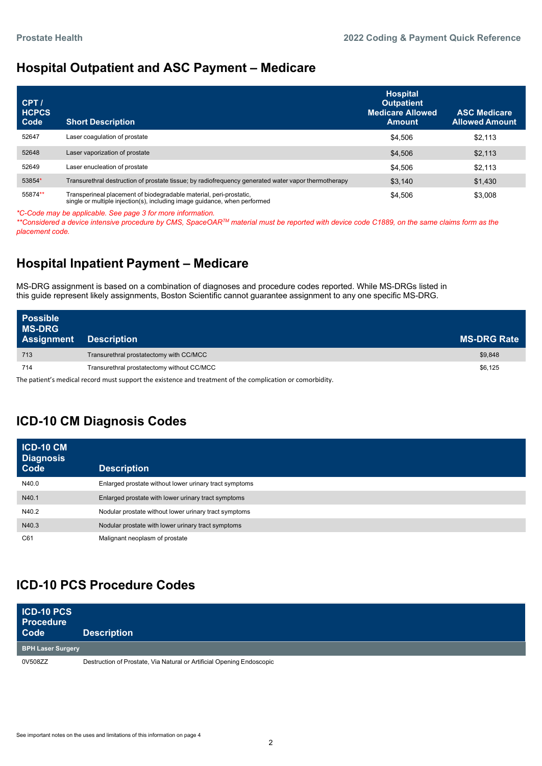## Hospital Outpatient and ASC Payment – Medicare

| CPT / HCPCS Code | Short Description | Hospital Outpatient Medicare Allowed Amount | ASC Medicare Allowed Amount |
|---|---|---|---|
| 52647 | Laser coagulation of prostate | $4,506 | $2,113 |
| 52648 | Laser vaporization of prostate | $4,506 | $2,113 |
| 52649 | Laser enucleation of prostate | $4,506 | $2,113 |
| 53854* | Transurethral destruction of prostate tissue; by radiofrequency generated water vapor thermotherapy | $3,140 | $1,430 |
| 55874** | Transperineal placement of biodegradable material, peri-prostatic, single or multiple injection(s), including image guidance, when performed | $4,506 | $3,008 |

*\*C-Code may be applicable. See page 3 for more information.*

*\*\*Considered a device intensive procedure by CMS, SpaceOAR™ material must be reported with device code C1889, on the same claims form as the placement code.*

## Hospital Inpatient Payment – Medicare

MS-DRG assignment is based on a combination of diagnoses and procedure codes reported. While MS-DRGs listed in this guide represent likely assignments, Boston Scientific cannot guarantee assignment to any one specific MS-DRG.

| Possible MS-DRG Assignment | Description | MS-DRG Rate |
|---|---|---|
| 713 | Transurethral prostatectomy with CC/MCC | $9,848 |
| 714 | Transurethral prostatectomy without CC/MCC | $6,125 |

The patient's medical record must support the existence and treatment of the complication or comorbidity.

## ICD-10 CM Diagnosis Codes

| ICD-10 CM Diagnosis Code | Description |
|---|---|
| N40.0 | Enlarged prostate without lower urinary tract symptoms |
| N40.1 | Enlarged prostate with lower urinary tract symptoms |
| N40.2 | Nodular prostate without lower urinary tract symptoms |
| N40.3 | Nodular prostate with lower urinary tract symptoms |
| C61 | Malignant neoplasm of prostate |

## ICD-10 PCS Procedure Codes

| ICD-10 PCS Procedure Code | Description |
|---|---|
| **BPH Laser Surgery** | |
| 0V508ZZ | Destruction of Prostate, Via Natural or Artificial Opening Endoscopic |

See important notes on the uses and limitations of this information on page 4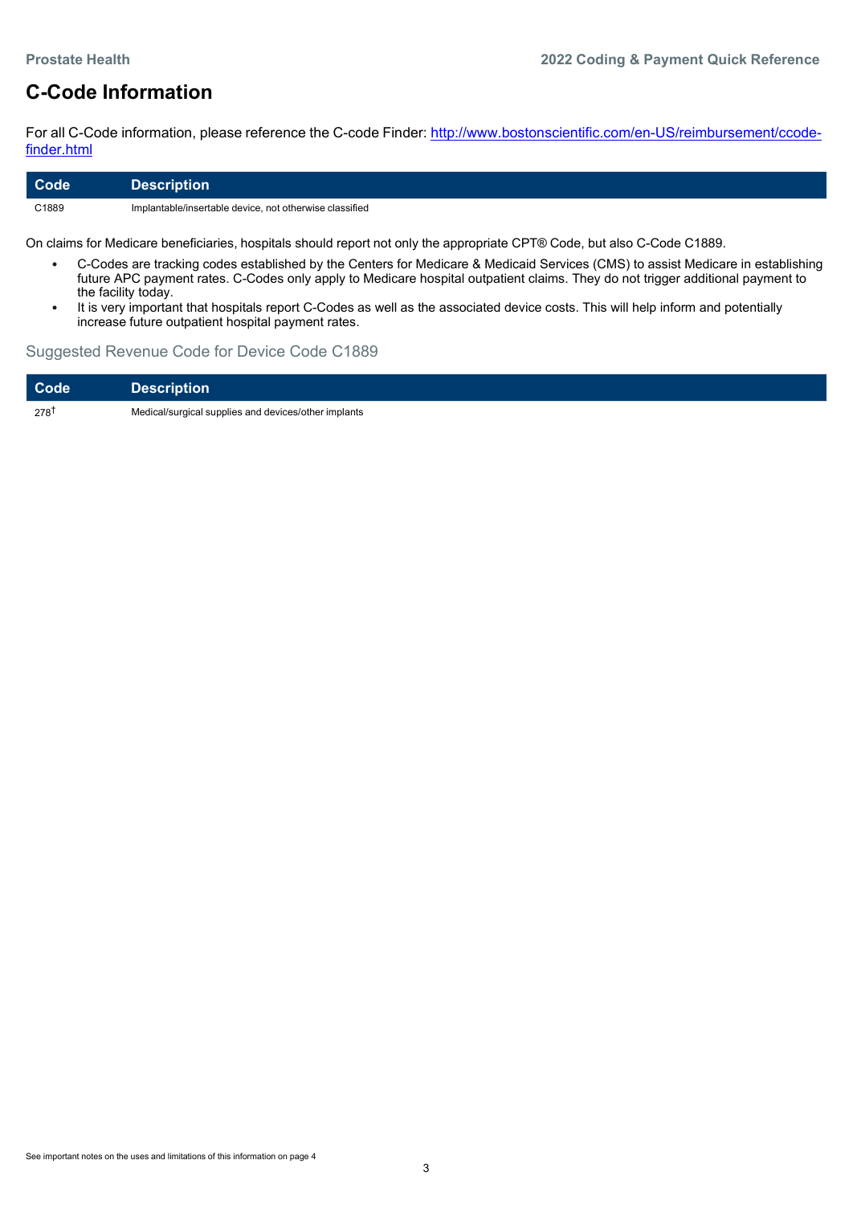# C-Code Information

For all C-Code information, please reference the C-code Finder: [http://www.bostonscientific.com/en-US/reimbursement/ccode-finder.html](http://www.bostonscientific.com/en-US/reimbursement/ccode-finder.html)

| Code | Description |
|---|---|
| C1889 | Implantable/insertable device, not otherwise classified |

On claims for Medicare beneficiaries, hospitals should report not only the appropriate CPT® Code, but also C-Code C1889.

- C-Codes are tracking codes established by the Centers for Medicare & Medicaid Services (CMS) to assist Medicare in establishing future APC payment rates. C-Codes only apply to Medicare hospital outpatient claims. They do not trigger additional payment to the facility today.
- It is very important that hospitals report C-Codes as well as the associated device costs. This will help inform and potentially increase future outpatient hospital payment rates.

## Suggested Revenue Code for Device Code C1889

| Code | Description |
|---|---|
| 278† | Medical/surgical supplies and devices/other implants |

See important notes on the uses and limitations of this information on page 4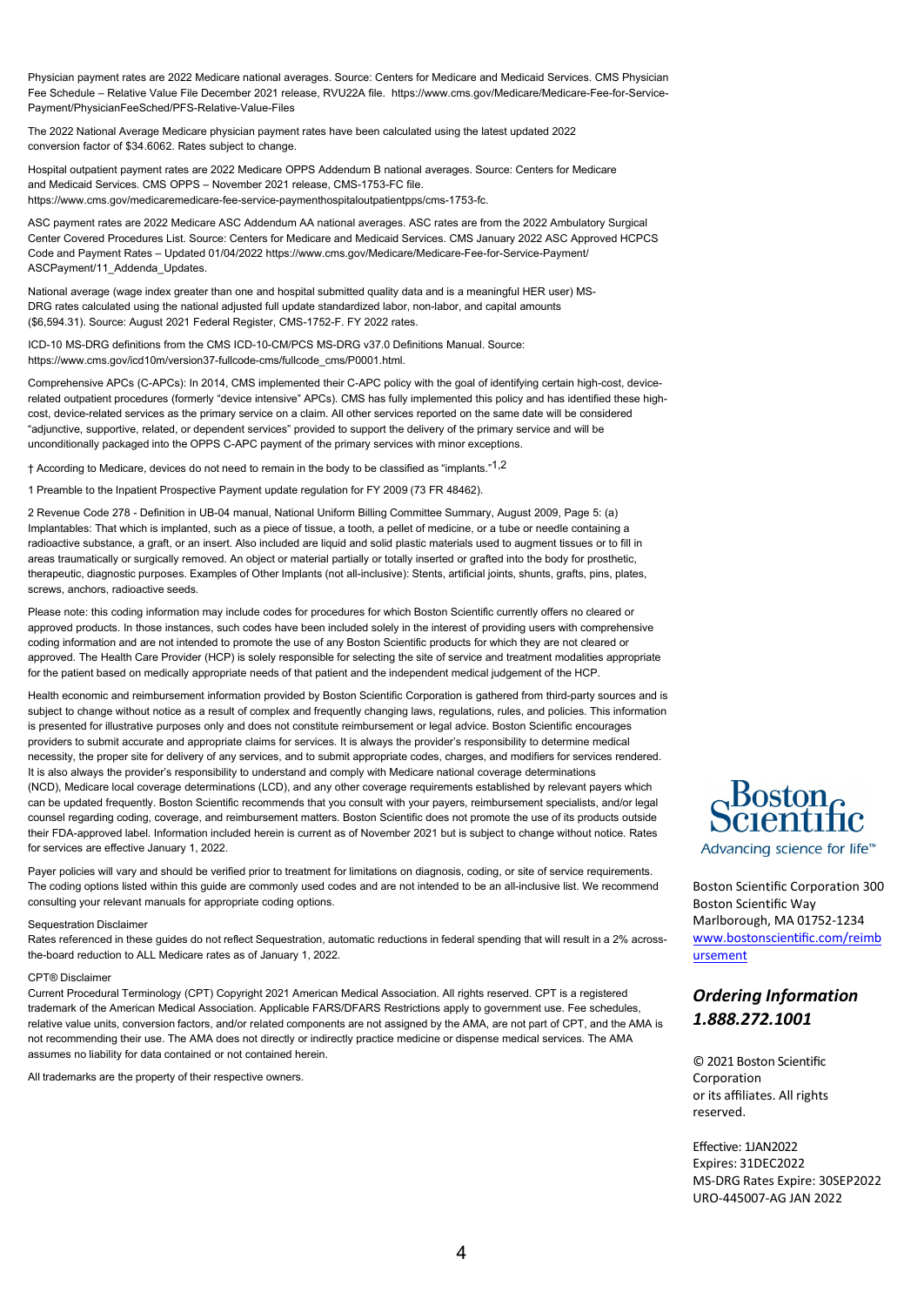Physician payment rates are 2022 Medicare national averages. Source: Centers for Medicare and Medicaid Services. CMS Physician Fee Schedule – Relative Value File December 2021 release, RVU22A file. https://www.cms.gov/Medicare/Medicare-Fee-for-Service-Payment/PhysicianFeeSched/PFS-Relative-Value-Files

The 2022 National Average Medicare physician payment rates have been calculated using the latest updated 2022 conversion factor of $34.6062. Rates subject to change.

Hospital outpatient payment rates are 2022 Medicare OPPS Addendum B national averages. Source: Centers for Medicare and Medicaid Services. CMS OPPS – November 2021 release, CMS-1753-FC file. https://www.cms.gov/medicaremedicare-fee-service-paymenthospitaloutpatientpps/cms-1753-fc.

ASC payment rates are 2022 Medicare ASC Addendum AA national averages. ASC rates are from the 2022 Ambulatory Surgical Center Covered Procedures List. Source: Centers for Medicare and Medicaid Services. CMS January 2022 ASC Approved HCPCS Code and Payment Rates – Updated 01/04/2022 https://www.cms.gov/Medicare/Medicare-Fee-for-Service-Payment/ASCPayment/11_Addenda_Updates.

National average (wage index greater than one and hospital submitted quality data and is a meaningful HER user) MS-DRG rates calculated using the national adjusted full update standardized labor, non-labor, and capital amounts ($6,594.31). Source: August 2021 Federal Register, CMS-1752-F. FY 2022 rates.

ICD-10 MS-DRG definitions from the CMS ICD-10-CM/PCS MS-DRG v37.0 Definitions Manual. Source: https://www.cms.gov/icd10m/version37-fullcode-cms/fullcode_cms/P0001.html.

Comprehensive APCs (C-APCs): In 2014, CMS implemented their C-APC policy with the goal of identifying certain high-cost, device-related outpatient procedures (formerly "device intensive" APCs). CMS has fully implemented this policy and has identified these high-cost, device-related services as the primary service on a claim. All other services reported on the same date will be considered "adjunctive, supportive, related, or dependent services" provided to support the delivery of the primary service and will be unconditionally packaged into the OPPS C-APC payment of the primary services with minor exceptions.

† According to Medicare, devices do not need to remain in the body to be classified as "implants."[1,2]

1 Preamble to the Inpatient Prospective Payment update regulation for FY 2009 (73 FR 48462).

2 Revenue Code 278 - Definition in UB-04 manual, National Uniform Billing Committee Summary, August 2009, Page 5: (a) Implantables: That which is implanted, such as a piece of tissue, a tooth, a pellet of medicine, or a tube or needle containing a radioactive substance, a graft, or an insert. Also included are liquid and solid plastic materials used to augment tissues or to fill in areas traumatically or surgically removed. An object or material partially or totally inserted or grafted into the body for prosthetic, therapeutic, diagnostic purposes. Examples of Other Implants (not all-inclusive): Stents, artificial joints, shunts, grafts, pins, plates, screws, anchors, radioactive seeds.

Please note: this coding information may include codes for procedures for which Boston Scientific currently offers no cleared or approved products. In those instances, such codes have been included solely in the interest of providing users with comprehensive coding information and are not intended to promote the use of any Boston Scientific products for which they are not cleared or approved. The Health Care Provider (HCP) is solely responsible for selecting the site of service and treatment modalities appropriate for the patient based on medically appropriate needs of that patient and the independent medical judgement of the HCP.

Health economic and reimbursement information provided by Boston Scientific Corporation is gathered from third-party sources and is subject to change without notice as a result of complex and frequently changing laws, regulations, rules, and policies. This information is presented for illustrative purposes only and does not constitute reimbursement or legal advice. Boston Scientific encourages providers to submit accurate and appropriate claims for services. It is always the provider's responsibility to determine medical necessity, the proper site for delivery of any services, and to submit appropriate codes, charges, and modifiers for services rendered. It is also always the provider's responsibility to understand and comply with Medicare national coverage determinations (NCD), Medicare local coverage determinations (LCD), and any other coverage requirements established by relevant payers which can be updated frequently. Boston Scientific recommends that you consult with your payers, reimbursement specialists, and/or legal counsel regarding coding, coverage, and reimbursement matters. Boston Scientific does not promote the use of its products outside their FDA-approved label. Information included herein is current as of November 2021 but is subject to change without notice. Rates for services are effective January 1, 2022.

Payer policies will vary and should be verified prior to treatment for limitations on diagnosis, coding, or site of service requirements. The coding options listed within this guide are commonly used codes and are not intended to be an all-inclusive list. We recommend consulting your relevant manuals for appropriate coding options.

Sequestration Disclaimer

Rates referenced in these guides do not reflect Sequestration, automatic reductions in federal spending that will result in a 2% across-the-board reduction to ALL Medicare rates as of January 1, 2022.

CPT® Disclaimer

Current Procedural Terminology (CPT) Copyright 2021 American Medical Association. All rights reserved. CPT is a registered trademark of the American Medical Association. Applicable FARS/DFARS Restrictions apply to government use. Fee schedules, relative value units, conversion factors, and/or related components are not assigned by the AMA, are not part of CPT, and the AMA is not recommending their use. The AMA does not directly or indirectly practice medicine or dispense medical services. The AMA assumes no liability for data contained or not contained herein.

All trademarks are the property of their respective owners.

Boston Scientific

Advancing science for life™

Boston Scientific Corporation 300 Boston Scientific Way
Marlborough, MA 01752-1234
www.bostonscientific.com/reimbursement

## *Ordering Information 1.888.272.1001*

© 2021 Boston Scientific Corporation or its affiliates. All rights reserved.

Effective: 1JAN2022
Expires: 31DEC2022
MS-DRG Rates Expire: 30SEP2022
URO-445007-AG JAN 2022